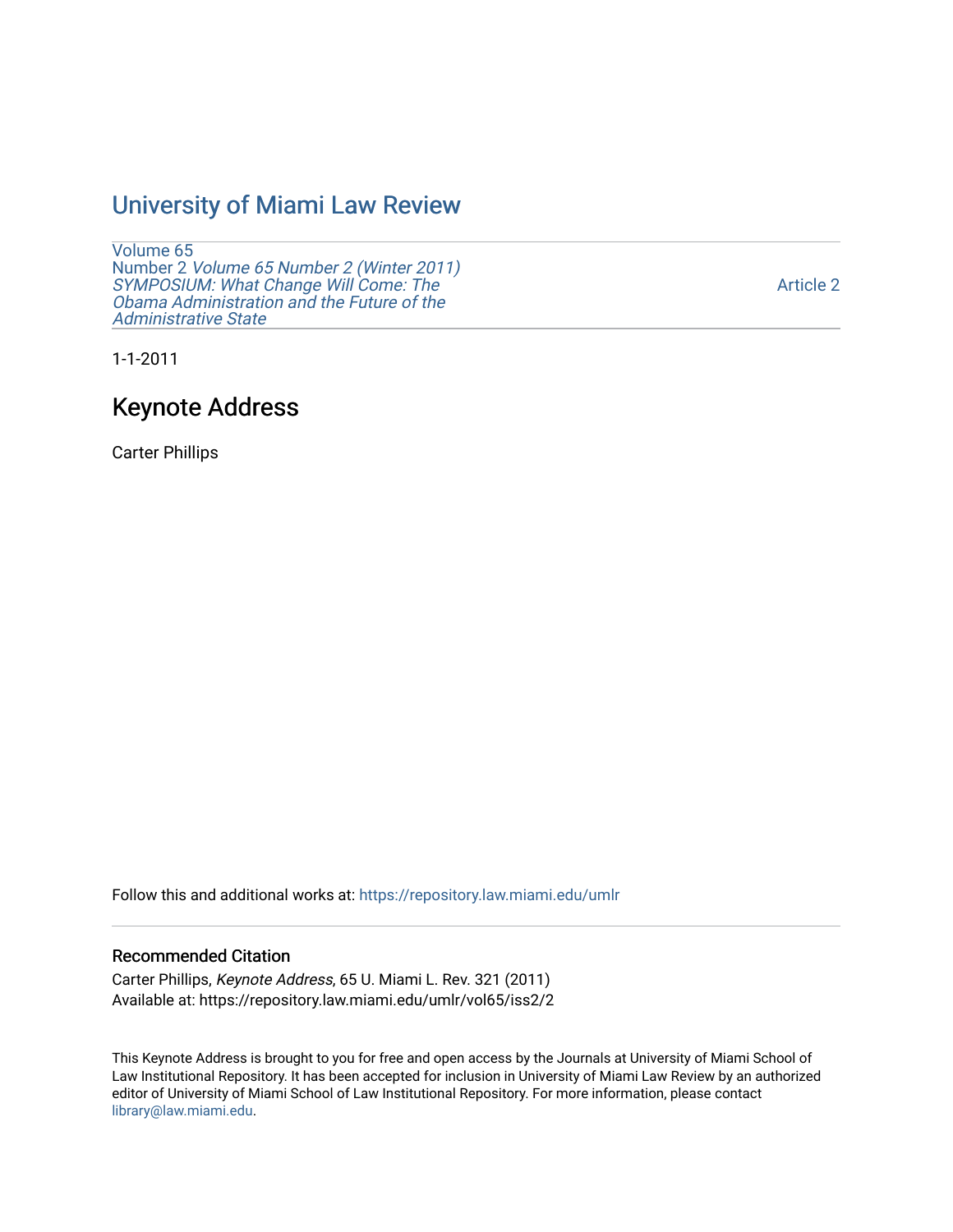# University of Miami Law Review

Volume 65
Number 2 *Volume 65 Number 2 (Winter 2011) SYMPOSIUM: What Change Will Come: The Obama Administration and the Future of the Administrative State*

Article 2

1-1-2011

## Keynote Address

Carter Phillips

Follow this and additional works at: https://repository.law.miami.edu/umlr

### Recommended Citation

Carter Phillips, *Keynote Address*, 65 U. Miami L. Rev. 321 (2011)
Available at: https://repository.law.miami.edu/umlr/vol65/iss2/2

This Keynote Address is brought to you for free and open access by the Journals at University of Miami School of Law Institutional Repository. It has been accepted for inclusion in University of Miami Law Review by an authorized editor of University of Miami School of Law Institutional Repository. For more information, please contact library@law.miami.edu.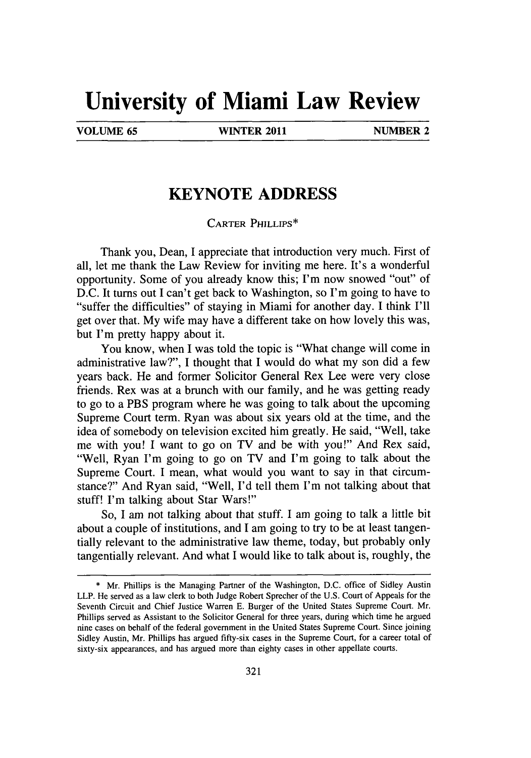# University of Miami Law Review

VOLUME 65 WINTER 2011 NUMBER 2

## KEYNOTE ADDRESS

CARTER PHILLIPS*

Thank you, Dean, I appreciate that introduction very much. First of all, let me thank the Law Review for inviting me here. It's a wonderful opportunity. Some of you already know this; I'm now snowed "out" of D.C. It turns out I can't get back to Washington, so I'm going to have to "suffer the difficulties" of staying in Miami for another day. I think I'll get over that. My wife may have a different take on how lovely this was, but I'm pretty happy about it.

You know, when I was told the topic is "What change will come in administrative law?", I thought that I would do what my son did a few years back. He and former Solicitor General Rex Lee were very close friends. Rex was at a brunch with our family, and he was getting ready to go to a PBS program where he was going to talk about the upcoming Supreme Court term. Ryan was about six years old at the time, and the idea of somebody on television excited him greatly. He said, "Well, take me with you! I want to go on TV and be with you!" And Rex said, "Well, Ryan I'm going to go on TV and I'm going to talk about the Supreme Court. I mean, what would you want to say in that circumstance?" And Ryan said, "Well, I'd tell them I'm not talking about that stuff! I'm talking about Star Wars!"

So, I am not talking about that stuff. I am going to talk a little bit about a couple of institutions, and I am going to try to be at least tangentially relevant to the administrative law theme, today, but probably only tangentially relevant. And what I would like to talk about is, roughly, the

---

\* Mr. Phillips is the Managing Partner of the Washington, D.C. office of Sidley Austin LLP. He served as a law clerk to both Judge Robert Sprecher of the U.S. Court of Appeals for the Seventh Circuit and Chief Justice Warren E. Burger of the United States Supreme Court. Mr. Phillips served as Assistant to the Solicitor General for three years, during which time he argued nine cases on behalf of the federal government in the United States Supreme Court. Since joining Sidley Austin, Mr. Phillips has argued fifty-six cases in the Supreme Court, for a career total of sixty-six appearances, and has argued more than eighty cases in other appellate courts.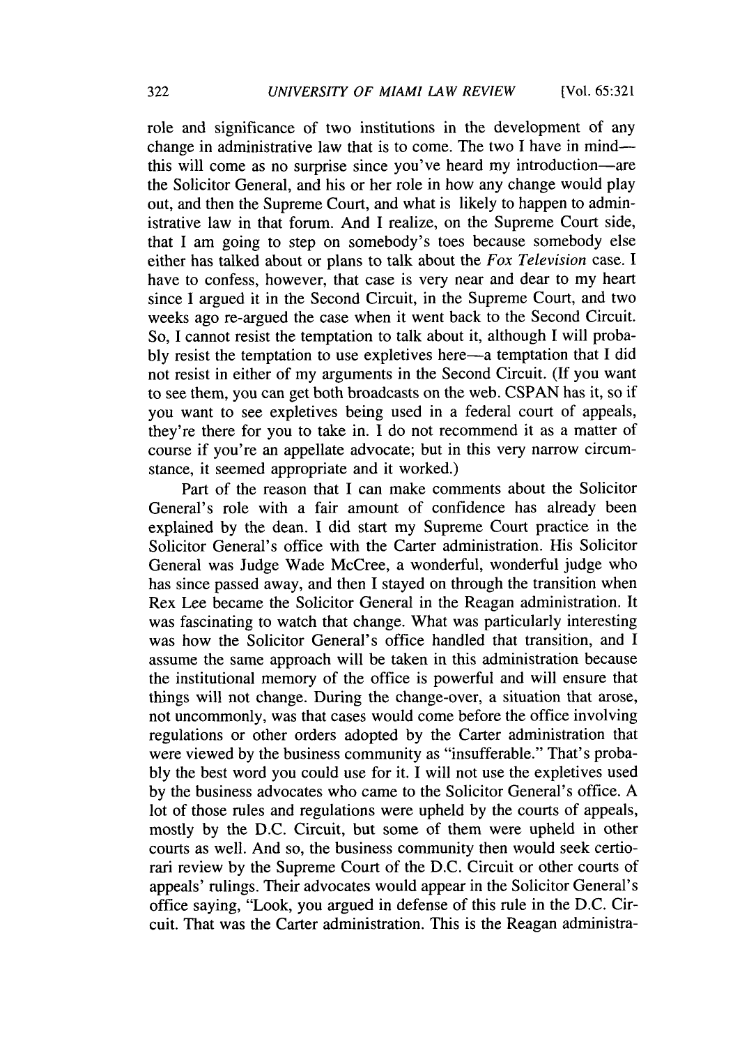role and significance of two institutions in the development of any change in administrative law that is to come. The two I have in mind—this will come as no surprise since you've heard my introduction—are the Solicitor General, and his or her role in how any change would play out, and then the Supreme Court, and what is likely to happen to administrative law in that forum. And I realize, on the Supreme Court side, that I am going to step on somebody's toes because somebody else either has talked about or plans to talk about the *Fox Television* case. I have to confess, however, that case is very near and dear to my heart since I argued it in the Second Circuit, in the Supreme Court, and two weeks ago re-argued the case when it went back to the Second Circuit. So, I cannot resist the temptation to talk about it, although I will probably resist the temptation to use expletives here—a temptation that I did not resist in either of my arguments in the Second Circuit. (If you want to see them, you can get both broadcasts on the web. CSPAN has it, so if you want to see expletives being used in a federal court of appeals, they're there for you to take in. I do not recommend it as a matter of course if you're an appellate advocate; but in this very narrow circumstance, it seemed appropriate and it worked.)

Part of the reason that I can make comments about the Solicitor General's role with a fair amount of confidence has already been explained by the dean. I did start my Supreme Court practice in the Solicitor General's office with the Carter administration. His Solicitor General was Judge Wade McCree, a wonderful, wonderful judge who has since passed away, and then I stayed on through the transition when Rex Lee became the Solicitor General in the Reagan administration. It was fascinating to watch that change. What was particularly interesting was how the Solicitor General's office handled that transition, and I assume the same approach will be taken in this administration because the institutional memory of the office is powerful and will ensure that things will not change. During the change-over, a situation that arose, not uncommonly, was that cases would come before the office involving regulations or other orders adopted by the Carter administration that were viewed by the business community as "insufferable." That's probably the best word you could use for it. I will not use the expletives used by the business advocates who came to the Solicitor General's office. A lot of those rules and regulations were upheld by the courts of appeals, mostly by the D.C. Circuit, but some of them were upheld in other courts as well. And so, the business community then would seek certiorari review by the Supreme Court of the D.C. Circuit or other courts of appeals' rulings. Their advocates would appear in the Solicitor General's office saying, "Look, you argued in defense of this rule in the D.C. Circuit. That was the Carter administration. This is the Reagan administra-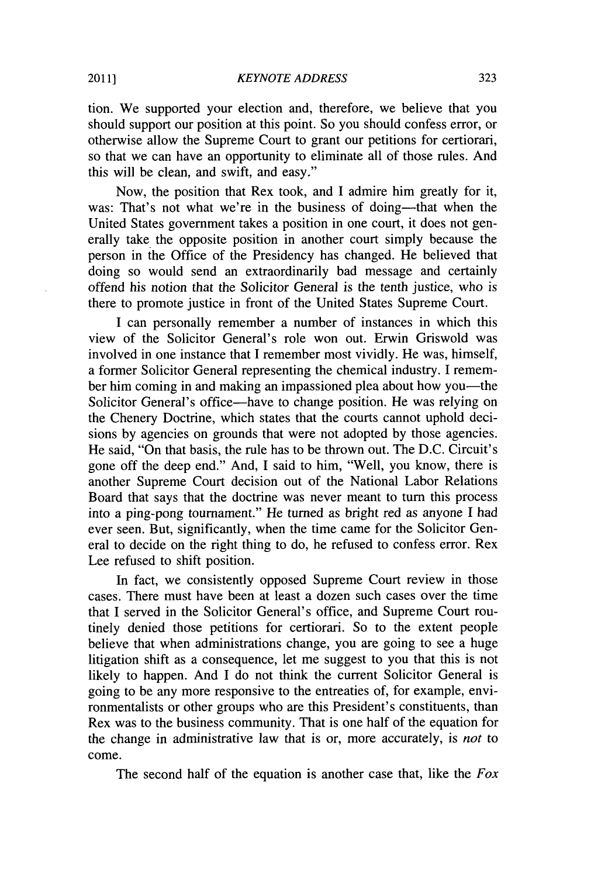tion. We supported your election and, therefore, we believe that you should support our position at this point. So you should confess error, or otherwise allow the Supreme Court to grant our petitions for certiorari, so that we can have an opportunity to eliminate all of those rules. And this will be clean, and swift, and easy."

Now, the position that Rex took, and I admire him greatly for it, was: That's not what we're in the business of doing—that when the United States government takes a position in one court, it does not generally take the opposite position in another court simply because the person in the Office of the Presidency has changed. He believed that doing so would send an extraordinarily bad message and certainly offend his notion that the Solicitor General is the tenth justice, who is there to promote justice in front of the United States Supreme Court.

I can personally remember a number of instances in which this view of the Solicitor General's role won out. Erwin Griswold was involved in one instance that I remember most vividly. He was, himself, a former Solicitor General representing the chemical industry. I remember him coming in and making an impassioned plea about how you—the Solicitor General's office—have to change position. He was relying on the Chenery Doctrine, which states that the courts cannot uphold decisions by agencies on grounds that were not adopted by those agencies. He said, "On that basis, the rule has to be thrown out. The D.C. Circuit's gone off the deep end." And, I said to him, "Well, you know, there is another Supreme Court decision out of the National Labor Relations Board that says that the doctrine was never meant to turn this process into a ping-pong tournament." He turned as bright red as anyone I had ever seen. But, significantly, when the time came for the Solicitor General to decide on the right thing to do, he refused to confess error. Rex Lee refused to shift position.

In fact, we consistently opposed Supreme Court review in those cases. There must have been at least a dozen such cases over the time that I served in the Solicitor General's office, and Supreme Court routinely denied those petitions for certiorari. So to the extent people believe that when administrations change, you are going to see a huge litigation shift as a consequence, let me suggest to you that this is not likely to happen. And I do not think the current Solicitor General is going to be any more responsive to the entreaties of, for example, environmentalists or other groups who are this President's constituents, than Rex was to the business community. That is one half of the equation for the change in administrative law that is or, more accurately, is *not* to come.

The second half of the equation is another case that, like the *Fox*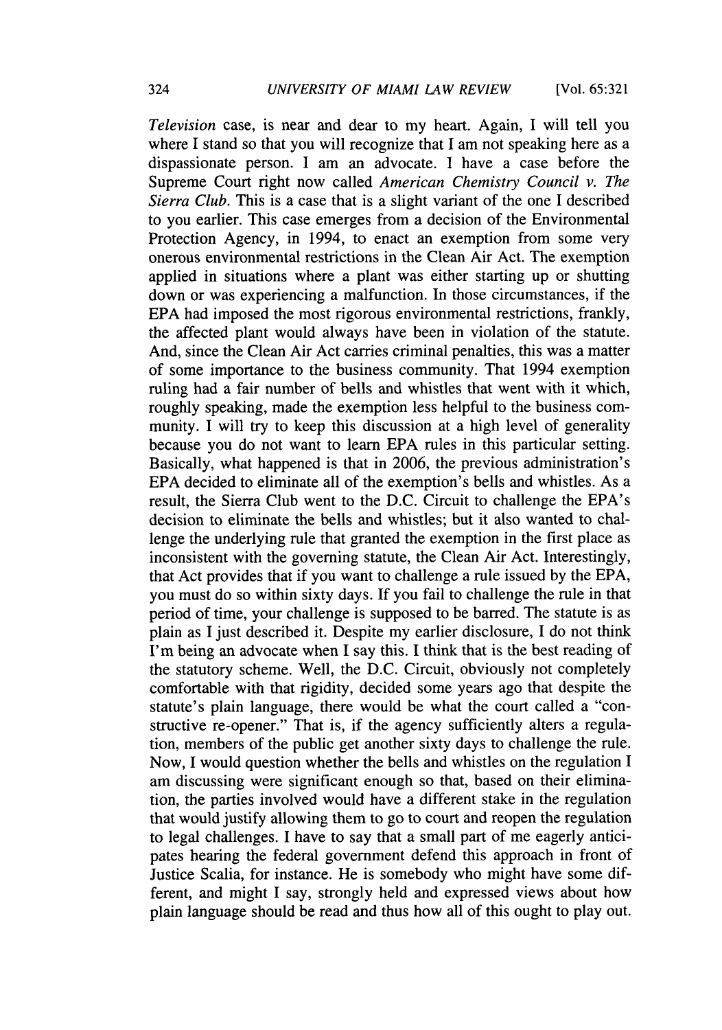*Television* case, is near and dear to my heart. Again, I will tell you where I stand so that you will recognize that I am not speaking here as a dispassionate person. I am an advocate. I have a case before the Supreme Court right now called *American Chemistry Council v. The Sierra Club*. This is a case that is a slight variant of the one I described to you earlier. This case emerges from a decision of the Environmental Protection Agency, in 1994, to enact an exemption from some very onerous environmental restrictions in the Clean Air Act. The exemption applied in situations where a plant was either starting up or shutting down or was experiencing a malfunction. In those circumstances, if the EPA had imposed the most rigorous environmental restrictions, frankly, the affected plant would always have been in violation of the statute. And, since the Clean Air Act carries criminal penalties, this was a matter of some importance to the business community. That 1994 exemption ruling had a fair number of bells and whistles that went with it which, roughly speaking, made the exemption less helpful to the business community. I will try to keep this discussion at a high level of generality because you do not want to learn EPA rules in this particular setting. Basically, what happened is that in 2006, the previous administration's EPA decided to eliminate all of the exemption's bells and whistles. As a result, the Sierra Club went to the D.C. Circuit to challenge the EPA's decision to eliminate the bells and whistles; but it also wanted to challenge the underlying rule that granted the exemption in the first place as inconsistent with the governing statute, the Clean Air Act. Interestingly, that Act provides that if you want to challenge a rule issued by the EPA, you must do so within sixty days. If you fail to challenge the rule in that period of time, your challenge is supposed to be barred. The statute is as plain as I just described it. Despite my earlier disclosure, I do not think I'm being an advocate when I say this. I think that is the best reading of the statutory scheme. Well, the D.C. Circuit, obviously not completely comfortable with that rigidity, decided some years ago that despite the statute's plain language, there would be what the court called a "constructive re-opener." That is, if the agency sufficiently alters a regulation, members of the public get another sixty days to challenge the rule. Now, I would question whether the bells and whistles on the regulation I am discussing were significant enough so that, based on their elimination, the parties involved would have a different stake in the regulation that would justify allowing them to go to court and reopen the regulation to legal challenges. I have to say that a small part of me eagerly anticipates hearing the federal government defend this approach in front of Justice Scalia, for instance. He is somebody who might have some different, and might I say, strongly held and expressed views about how plain language should be read and thus how all of this ought to play out.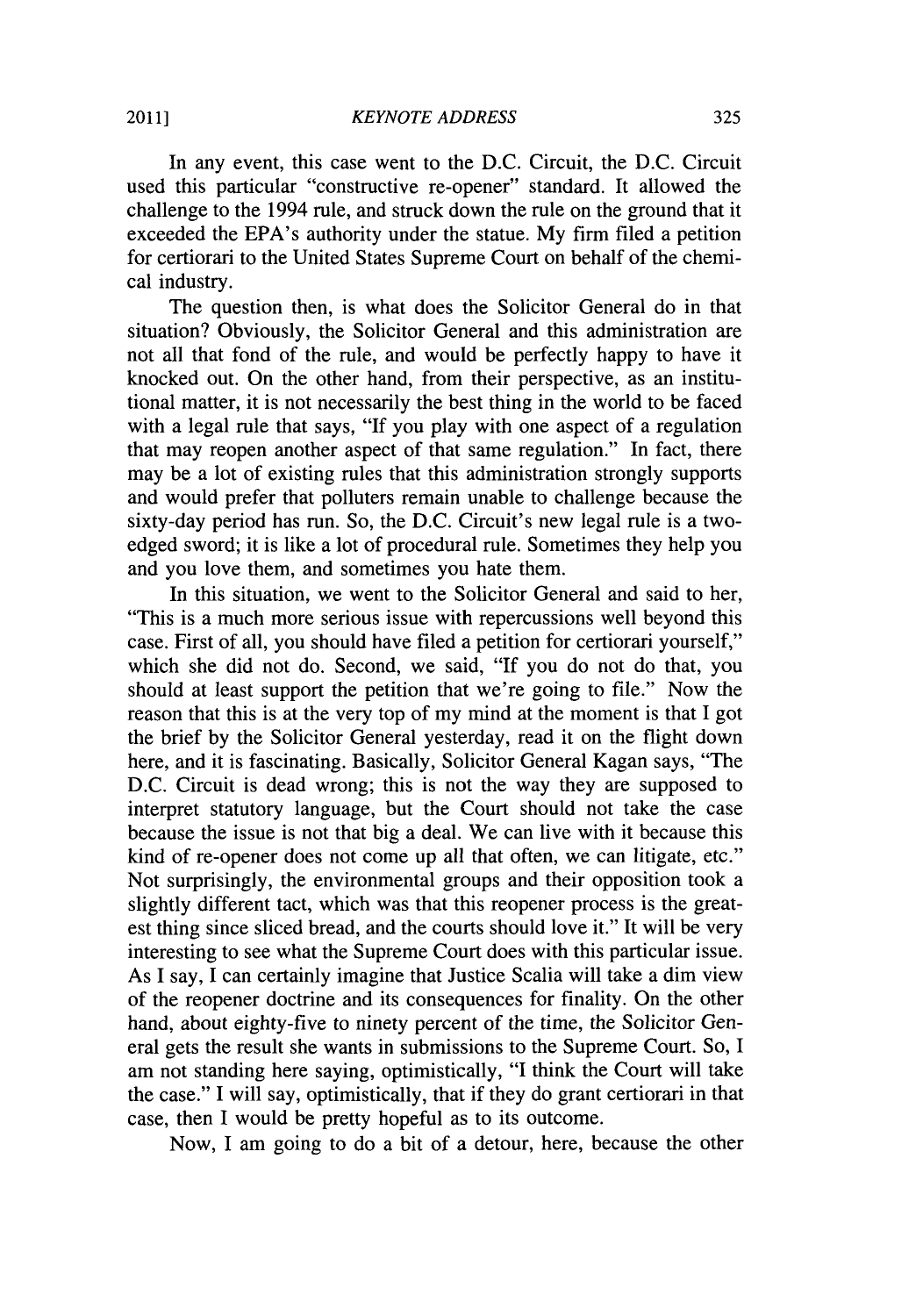In any event, this case went to the D.C. Circuit, the D.C. Circuit used this particular "constructive re-opener" standard. It allowed the challenge to the 1994 rule, and struck down the rule on the ground that it exceeded the EPA's authority under the statue. My firm filed a petition for certiorari to the United States Supreme Court on behalf of the chemical industry.

The question then, is what does the Solicitor General do in that situation? Obviously, the Solicitor General and this administration are not all that fond of the rule, and would be perfectly happy to have it knocked out. On the other hand, from their perspective, as an institutional matter, it is not necessarily the best thing in the world to be faced with a legal rule that says, "If you play with one aspect of a regulation that may reopen another aspect of that same regulation." In fact, there may be a lot of existing rules that this administration strongly supports and would prefer that polluters remain unable to challenge because the sixty-day period has run. So, the D.C. Circuit's new legal rule is a two-edged sword; it is like a lot of procedural rule. Sometimes they help you and you love them, and sometimes you hate them.

In this situation, we went to the Solicitor General and said to her, "This is a much more serious issue with repercussions well beyond this case. First of all, you should have filed a petition for certiorari yourself," which she did not do. Second, we said, "If you do not do that, you should at least support the petition that we're going to file." Now the reason that this is at the very top of my mind at the moment is that I got the brief by the Solicitor General yesterday, read it on the flight down here, and it is fascinating. Basically, Solicitor General Kagan says, "The D.C. Circuit is dead wrong; this is not the way they are supposed to interpret statutory language, but the Court should not take the case because the issue is not that big a deal. We can live with it because this kind of re-opener does not come up all that often, we can litigate, etc." Not surprisingly, the environmental groups and their opposition took a slightly different tact, which was that this reopener process is the greatest thing since sliced bread, and the courts should love it." It will be very interesting to see what the Supreme Court does with this particular issue. As I say, I can certainly imagine that Justice Scalia will take a dim view of the reopener doctrine and its consequences for finality. On the other hand, about eighty-five to ninety percent of the time, the Solicitor General gets the result she wants in submissions to the Supreme Court. So, I am not standing here saying, optimistically, "I think the Court will take the case." I will say, optimistically, that if they do grant certiorari in that case, then I would be pretty hopeful as to its outcome.

Now, I am going to do a bit of a detour, here, because the other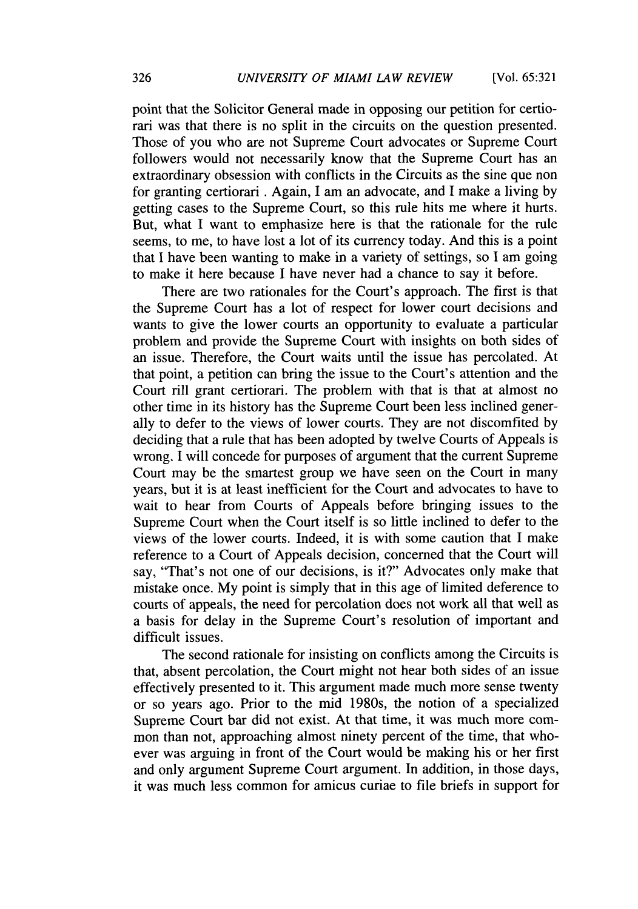point that the Solicitor General made in opposing our petition for certiorari was that there is no split in the circuits on the question presented. Those of you who are not Supreme Court advocates or Supreme Court followers would not necessarily know that the Supreme Court has an extraordinary obsession with conflicts in the Circuits as the sine que non for granting certiorari . Again, I am an advocate, and I make a living by getting cases to the Supreme Court, so this rule hits me where it hurts. But, what I want to emphasize here is that the rationale for the rule seems, to me, to have lost a lot of its currency today. And this is a point that I have been wanting to make in a variety of settings, so I am going to make it here because I have never had a chance to say it before.

There are two rationales for the Court's approach. The first is that the Supreme Court has a lot of respect for lower court decisions and wants to give the lower courts an opportunity to evaluate a particular problem and provide the Supreme Court with insights on both sides of an issue. Therefore, the Court waits until the issue has percolated. At that point, a petition can bring the issue to the Court's attention and the Court rill grant certiorari. The problem with that is that at almost no other time in its history has the Supreme Court been less inclined generally to defer to the views of lower courts. They are not discomfited by deciding that a rule that has been adopted by twelve Courts of Appeals is wrong. I will concede for purposes of argument that the current Supreme Court may be the smartest group we have seen on the Court in many years, but it is at least inefficient for the Court and advocates to have to wait to hear from Courts of Appeals before bringing issues to the Supreme Court when the Court itself is so little inclined to defer to the views of the lower courts. Indeed, it is with some caution that I make reference to a Court of Appeals decision, concerned that the Court will say, "That's not one of our decisions, is it?" Advocates only make that mistake once. My point is simply that in this age of limited deference to courts of appeals, the need for percolation does not work all that well as a basis for delay in the Supreme Court's resolution of important and difficult issues.

The second rationale for insisting on conflicts among the Circuits is that, absent percolation, the Court might not hear both sides of an issue effectively presented to it. This argument made much more sense twenty or so years ago. Prior to the mid 1980s, the notion of a specialized Supreme Court bar did not exist. At that time, it was much more common than not, approaching almost ninety percent of the time, that whoever was arguing in front of the Court would be making his or her first and only argument Supreme Court argument. In addition, in those days, it was much less common for amicus curiae to file briefs in support for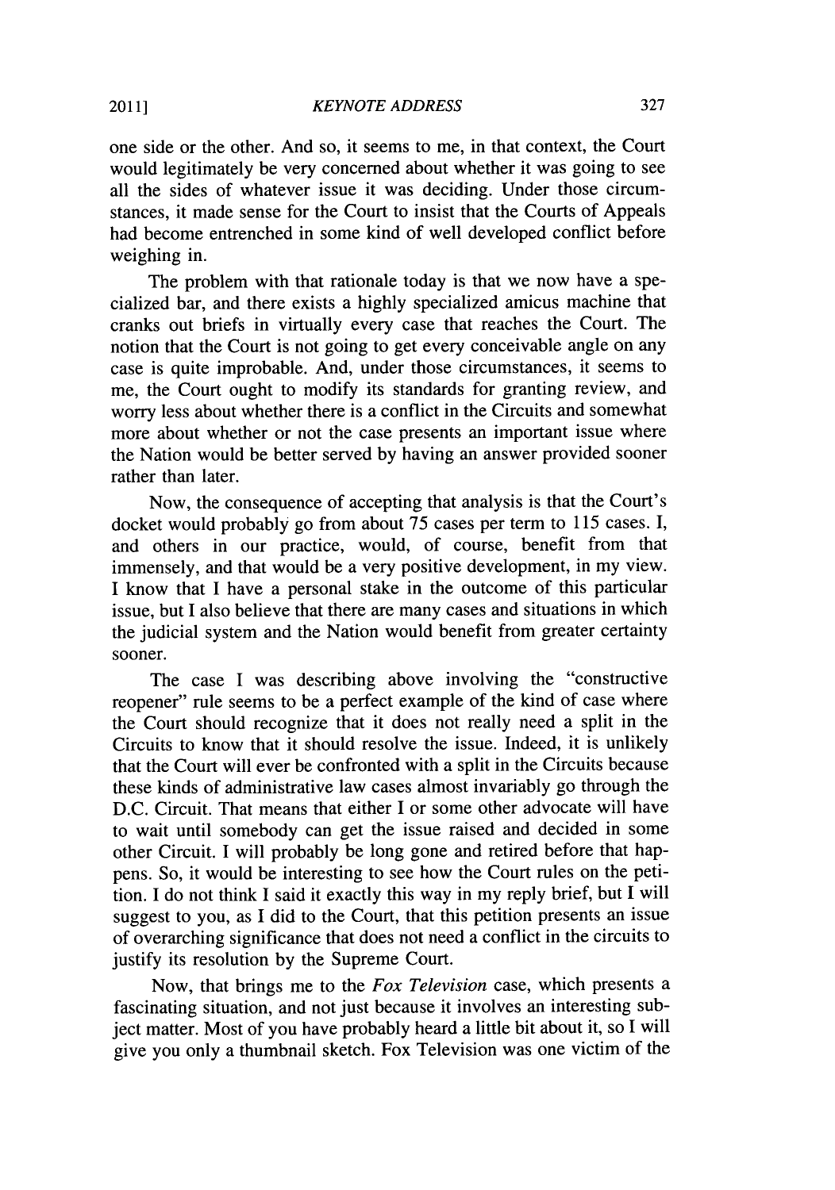one side or the other. And so, it seems to me, in that context, the Court would legitimately be very concerned about whether it was going to see all the sides of whatever issue it was deciding. Under those circumstances, it made sense for the Court to insist that the Courts of Appeals had become entrenched in some kind of well developed conflict before weighing in.

The problem with that rationale today is that we now have a specialized bar, and there exists a highly specialized amicus machine that cranks out briefs in virtually every case that reaches the Court. The notion that the Court is not going to get every conceivable angle on any case is quite improbable. And, under those circumstances, it seems to me, the Court ought to modify its standards for granting review, and worry less about whether there is a conflict in the Circuits and somewhat more about whether or not the case presents an important issue where the Nation would be better served by having an answer provided sooner rather than later.

Now, the consequence of accepting that analysis is that the Court's docket would probably go from about 75 cases per term to 115 cases. I, and others in our practice, would, of course, benefit from that immensely, and that would be a very positive development, in my view. I know that I have a personal stake in the outcome of this particular issue, but I also believe that there are many cases and situations in which the judicial system and the Nation would benefit from greater certainty sooner.

The case I was describing above involving the "constructive reopener" rule seems to be a perfect example of the kind of case where the Court should recognize that it does not really need a split in the Circuits to know that it should resolve the issue. Indeed, it is unlikely that the Court will ever be confronted with a split in the Circuits because these kinds of administrative law cases almost invariably go through the D.C. Circuit. That means that either I or some other advocate will have to wait until somebody can get the issue raised and decided in some other Circuit. I will probably be long gone and retired before that happens. So, it would be interesting to see how the Court rules on the petition. I do not think I said it exactly this way in my reply brief, but I will suggest to you, as I did to the Court, that this petition presents an issue of overarching significance that does not need a conflict in the circuits to justify its resolution by the Supreme Court.

Now, that brings me to the *Fox Television* case, which presents a fascinating situation, and not just because it involves an interesting subject matter. Most of you have probably heard a little bit about it, so I will give you only a thumbnail sketch. Fox Television was one victim of the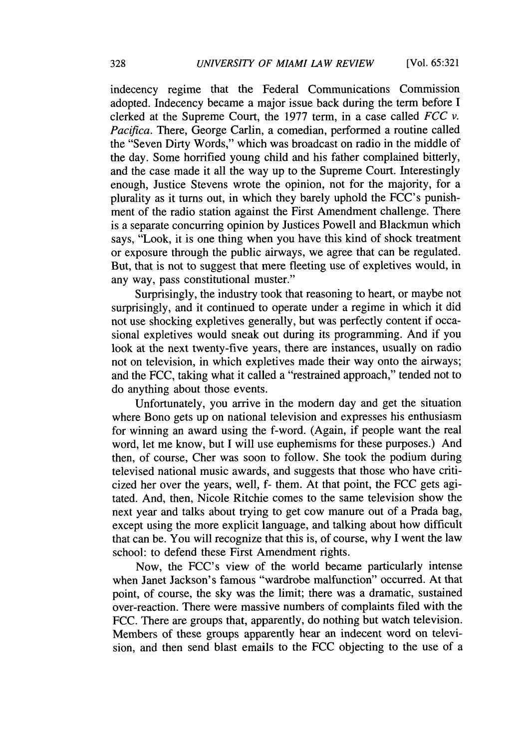indecency regime that the Federal Communications Commission adopted. Indecency became a major issue back during the term before I clerked at the Supreme Court, the 1977 term, in a case called *FCC v. Pacifica*. There, George Carlin, a comedian, performed a routine called the "Seven Dirty Words," which was broadcast on radio in the middle of the day. Some horrified young child and his father complained bitterly, and the case made it all the way up to the Supreme Court. Interestingly enough, Justice Stevens wrote the opinion, not for the majority, for a plurality as it turns out, in which they barely uphold the FCC's punishment of the radio station against the First Amendment challenge. There is a separate concurring opinion by Justices Powell and Blackmun which says, "Look, it is one thing when you have this kind of shock treatment or exposure through the public airways, we agree that can be regulated. But, that is not to suggest that mere fleeting use of expletives would, in any way, pass constitutional muster."

Surprisingly, the industry took that reasoning to heart, or maybe not surprisingly, and it continued to operate under a regime in which it did not use shocking expletives generally, but was perfectly content if occasional expletives would sneak out during its programming. And if you look at the next twenty-five years, there are instances, usually on radio not on television, in which expletives made their way onto the airways; and the FCC, taking what it called a "restrained approach," tended not to do anything about those events.

Unfortunately, you arrive in the modern day and get the situation where Bono gets up on national television and expresses his enthusiasm for winning an award using the f-word. (Again, if people want the real word, let me know, but I will use euphemisms for these purposes.) And then, of course, Cher was soon to follow. She took the podium during televised national music awards, and suggests that those who have criticized her over the years, well, f- them. At that point, the FCC gets agitated. And, then, Nicole Ritchie comes to the same television show the next year and talks about trying to get cow manure out of a Prada bag, except using the more explicit language, and talking about how difficult that can be. You will recognize that this is, of course, why I went the law school: to defend these First Amendment rights.

Now, the FCC's view of the world became particularly intense when Janet Jackson's famous "wardrobe malfunction" occurred. At that point, of course, the sky was the limit; there was a dramatic, sustained over-reaction. There were massive numbers of complaints filed with the FCC. There are groups that, apparently, do nothing but watch television. Members of these groups apparently hear an indecent word on television, and then send blast emails to the FCC objecting to the use of a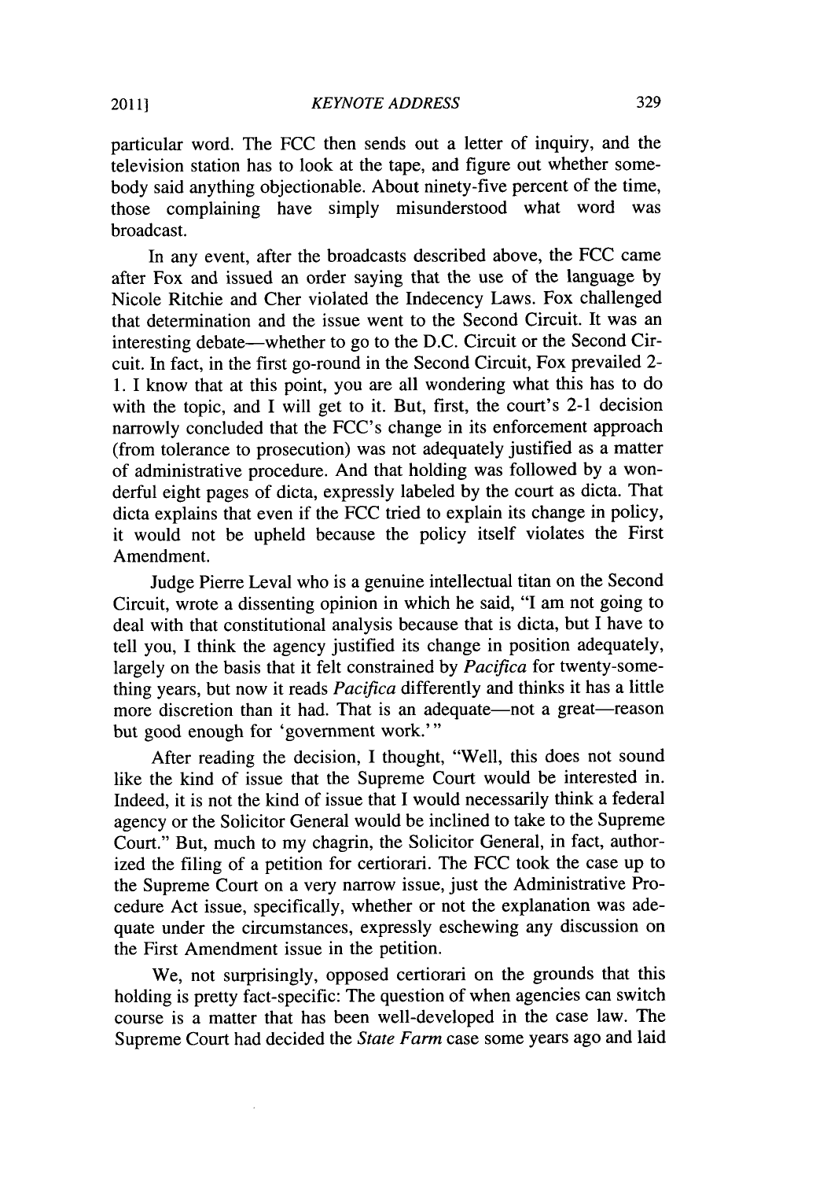particular word. The FCC then sends out a letter of inquiry, and the television station has to look at the tape, and figure out whether somebody said anything objectionable. About ninety-five percent of the time, those complaining have simply misunderstood what word was broadcast.

In any event, after the broadcasts described above, the FCC came after Fox and issued an order saying that the use of the language by Nicole Ritchie and Cher violated the Indecency Laws. Fox challenged that determination and the issue went to the Second Circuit. It was an interesting debate—whether to go to the D.C. Circuit or the Second Circuit. In fact, in the first go-round in the Second Circuit, Fox prevailed 2-1. I know that at this point, you are all wondering what this has to do with the topic, and I will get to it. But, first, the court's 2-1 decision narrowly concluded that the FCC's change in its enforcement approach (from tolerance to prosecution) was not adequately justified as a matter of administrative procedure. And that holding was followed by a wonderful eight pages of dicta, expressly labeled by the court as dicta. That dicta explains that even if the FCC tried to explain its change in policy, it would not be upheld because the policy itself violates the First Amendment.

Judge Pierre Leval who is a genuine intellectual titan on the Second Circuit, wrote a dissenting opinion in which he said, "I am not going to deal with that constitutional analysis because that is dicta, but I have to tell you, I think the agency justified its change in position adequately, largely on the basis that it felt constrained by *Pacifica* for twenty-something years, but now it reads *Pacifica* differently and thinks it has a little more discretion than it had. That is an adequate—not a great—reason but good enough for 'government work.'"

After reading the decision, I thought, "Well, this does not sound like the kind of issue that the Supreme Court would be interested in. Indeed, it is not the kind of issue that I would necessarily think a federal agency or the Solicitor General would be inclined to take to the Supreme Court." But, much to my chagrin, the Solicitor General, in fact, authorized the filing of a petition for certiorari. The FCC took the case up to the Supreme Court on a very narrow issue, just the Administrative Procedure Act issue, specifically, whether or not the explanation was adequate under the circumstances, expressly eschewing any discussion on the First Amendment issue in the petition.

We, not surprisingly, opposed certiorari on the grounds that this holding is pretty fact-specific: The question of when agencies can switch course is a matter that has been well-developed in the case law. The Supreme Court had decided the *State Farm* case some years ago and laid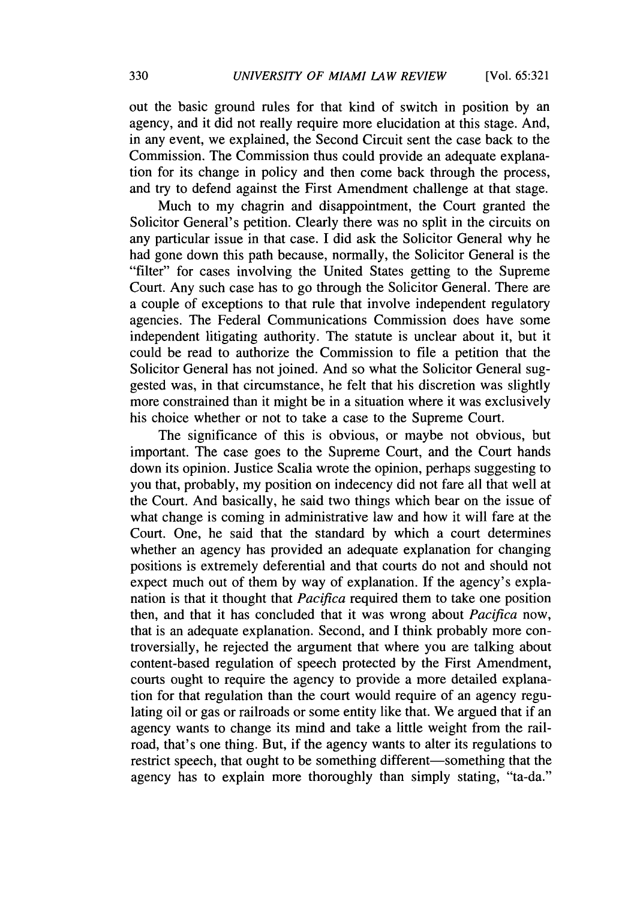out the basic ground rules for that kind of switch in position by an agency, and it did not really require more elucidation at this stage. And, in any event, we explained, the Second Circuit sent the case back to the Commission. The Commission thus could provide an adequate explanation for its change in policy and then come back through the process, and try to defend against the First Amendment challenge at that stage.

Much to my chagrin and disappointment, the Court granted the Solicitor General's petition. Clearly there was no split in the circuits on any particular issue in that case. I did ask the Solicitor General why he had gone down this path because, normally, the Solicitor General is the "filter" for cases involving the United States getting to the Supreme Court. Any such case has to go through the Solicitor General. There are a couple of exceptions to that rule that involve independent regulatory agencies. The Federal Communications Commission does have some independent litigating authority. The statute is unclear about it, but it could be read to authorize the Commission to file a petition that the Solicitor General has not joined. And so what the Solicitor General suggested was, in that circumstance, he felt that his discretion was slightly more constrained than it might be in a situation where it was exclusively his choice whether or not to take a case to the Supreme Court.

The significance of this is obvious, or maybe not obvious, but important. The case goes to the Supreme Court, and the Court hands down its opinion. Justice Scalia wrote the opinion, perhaps suggesting to you that, probably, my position on indecency did not fare all that well at the Court. And basically, he said two things which bear on the issue of what change is coming in administrative law and how it will fare at the Court. One, he said that the standard by which a court determines whether an agency has provided an adequate explanation for changing positions is extremely deferential and that courts do not and should not expect much out of them by way of explanation. If the agency's explanation is that it thought that *Pacifica* required them to take one position then, and that it has concluded that it was wrong about *Pacifica* now, that is an adequate explanation. Second, and I think probably more controversially, he rejected the argument that where you are talking about content-based regulation of speech protected by the First Amendment, courts ought to require the agency to provide a more detailed explanation for that regulation than the court would require of an agency regulating oil or gas or railroads or some entity like that. We argued that if an agency wants to change its mind and take a little weight from the railroad, that's one thing. But, if the agency wants to alter its regulations to restrict speech, that ought to be something different—something that the agency has to explain more thoroughly than simply stating, "ta-da."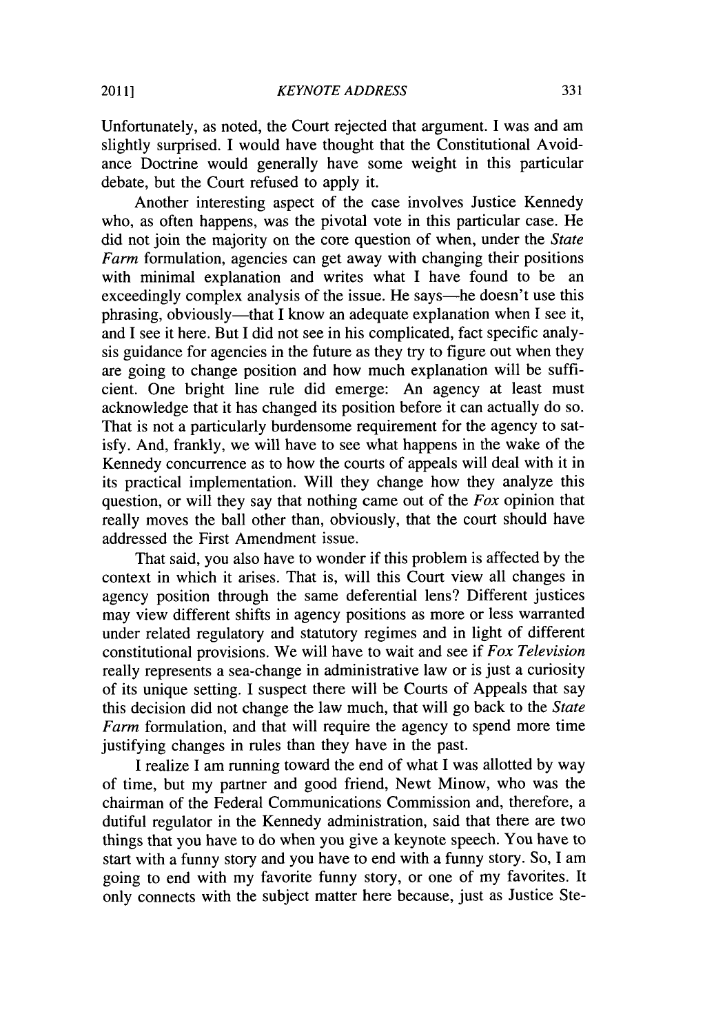Unfortunately, as noted, the Court rejected that argument. I was and am slightly surprised. I would have thought that the Constitutional Avoidance Doctrine would generally have some weight in this particular debate, but the Court refused to apply it.

Another interesting aspect of the case involves Justice Kennedy who, as often happens, was the pivotal vote in this particular case. He did not join the majority on the core question of when, under the *State Farm* formulation, agencies can get away with changing their positions with minimal explanation and writes what I have found to be an exceedingly complex analysis of the issue. He says—he doesn't use this phrasing, obviously—that I know an adequate explanation when I see it, and I see it here. But I did not see in his complicated, fact specific analysis guidance for agencies in the future as they try to figure out when they are going to change position and how much explanation will be sufficient. One bright line rule did emerge: An agency at least must acknowledge that it has changed its position before it can actually do so. That is not a particularly burdensome requirement for the agency to satisfy. And, frankly, we will have to see what happens in the wake of the Kennedy concurrence as to how the courts of appeals will deal with it in its practical implementation. Will they change how they analyze this question, or will they say that nothing came out of the *Fox* opinion that really moves the ball other than, obviously, that the court should have addressed the First Amendment issue.

That said, you also have to wonder if this problem is affected by the context in which it arises. That is, will this Court view all changes in agency position through the same deferential lens? Different justices may view different shifts in agency positions as more or less warranted under related regulatory and statutory regimes and in light of different constitutional provisions. We will have to wait and see if *Fox Television* really represents a sea-change in administrative law or is just a curiosity of its unique setting. I suspect there will be Courts of Appeals that say this decision did not change the law much, that will go back to the *State Farm* formulation, and that will require the agency to spend more time justifying changes in rules than they have in the past.

I realize I am running toward the end of what I was allotted by way of time, but my partner and good friend, Newt Minow, who was the chairman of the Federal Communications Commission and, therefore, a dutiful regulator in the Kennedy administration, said that there are two things that you have to do when you give a keynote speech. You have to start with a funny story and you have to end with a funny story. So, I am going to end with my favorite funny story, or one of my favorites. It only connects with the subject matter here because, just as Justice Ste-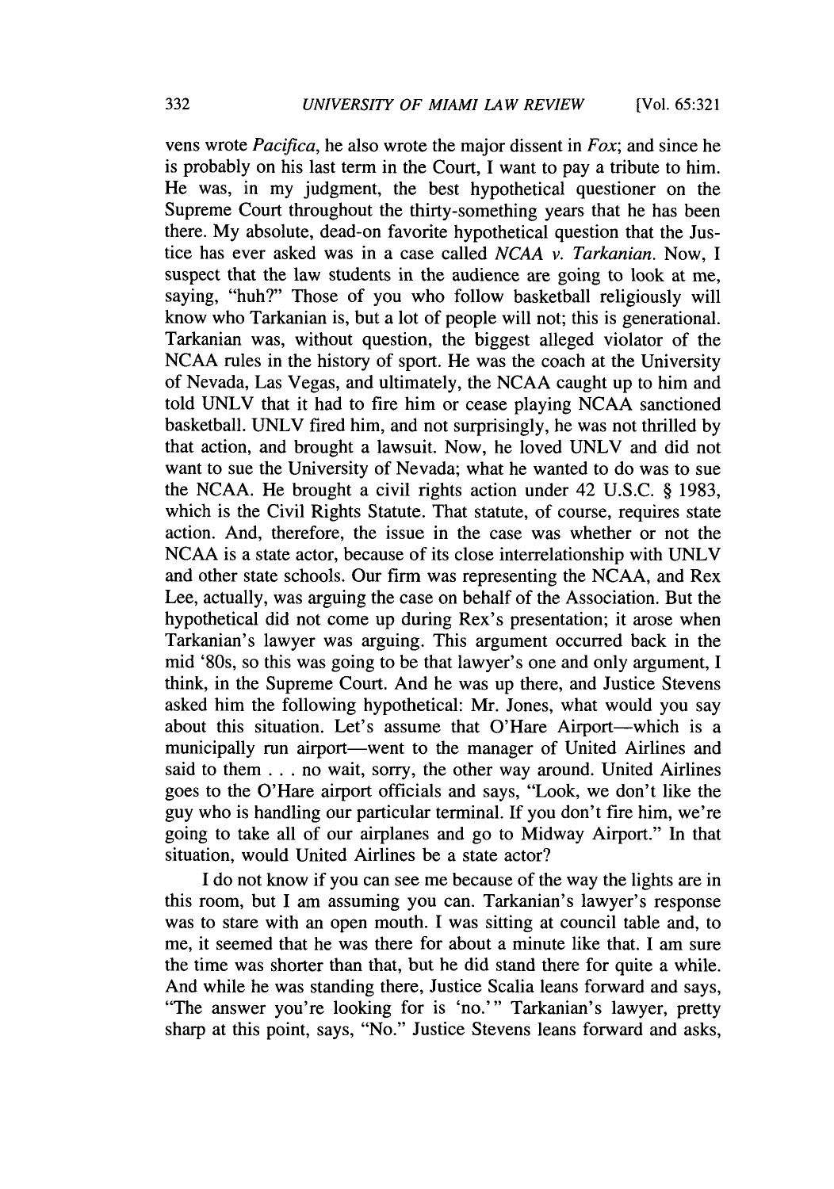vens wrote *Pacifica*, he also wrote the major dissent in *Fox*; and since he is probably on his last term in the Court, I want to pay a tribute to him. He was, in my judgment, the best hypothetical questioner on the Supreme Court throughout the thirty-something years that he has been there. My absolute, dead-on favorite hypothetical question that the Justice has ever asked was in a case called *NCAA v. Tarkanian*. Now, I suspect that the law students in the audience are going to look at me, saying, "huh?" Those of you who follow basketball religiously will know who Tarkanian is, but a lot of people will not; this is generational. Tarkanian was, without question, the biggest alleged violator of the NCAA rules in the history of sport. He was the coach at the University of Nevada, Las Vegas, and ultimately, the NCAA caught up to him and told UNLV that it had to fire him or cease playing NCAA sanctioned basketball. UNLV fired him, and not surprisingly, he was not thrilled by that action, and brought a lawsuit. Now, he loved UNLV and did not want to sue the University of Nevada; what he wanted to do was to sue the NCAA. He brought a civil rights action under 42 U.S.C. § 1983, which is the Civil Rights Statute. That statute, of course, requires state action. And, therefore, the issue in the case was whether or not the NCAA is a state actor, because of its close interrelationship with UNLV and other state schools. Our firm was representing the NCAA, and Rex Lee, actually, was arguing the case on behalf of the Association. But the hypothetical did not come up during Rex's presentation; it arose when Tarkanian's lawyer was arguing. This argument occurred back in the mid '80s, so this was going to be that lawyer's one and only argument, I think, in the Supreme Court. And he was up there, and Justice Stevens asked him the following hypothetical: Mr. Jones, what would you say about this situation. Let's assume that O'Hare Airport—which is a municipally run airport—went to the manager of United Airlines and said to them . . . no wait, sorry, the other way around. United Airlines goes to the O'Hare airport officials and says, "Look, we don't like the guy who is handling our particular terminal. If you don't fire him, we're going to take all of our airplanes and go to Midway Airport." In that situation, would United Airlines be a state actor?

I do not know if you can see me because of the way the lights are in this room, but I am assuming you can. Tarkanian's lawyer's response was to stare with an open mouth. I was sitting at council table and, to me, it seemed that he was there for about a minute like that. I am sure the time was shorter than that, but he did stand there for quite a while. And while he was standing there, Justice Scalia leans forward and says, "The answer you're looking for is 'no.'" Tarkanian's lawyer, pretty sharp at this point, says, "No." Justice Stevens leans forward and asks,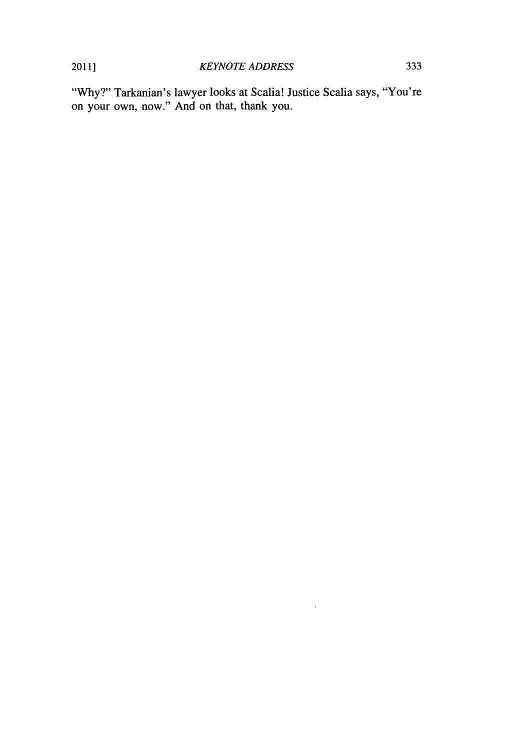"Why?" Tarkanian's lawyer looks at Scalia! Justice Scalia says, "You're on your own, now." And on that, thank you.